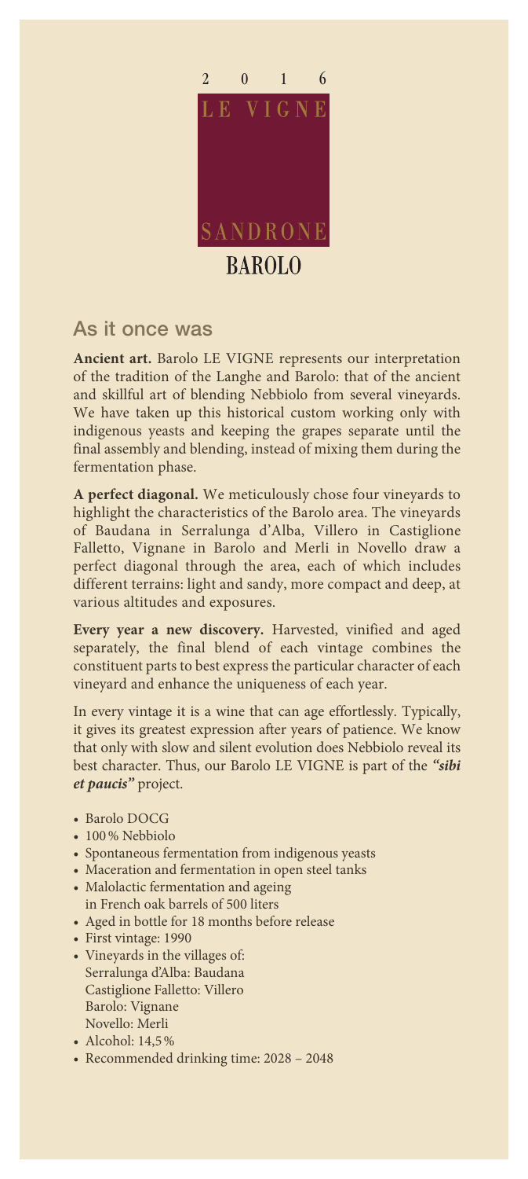2 0 1 6

LE VIGNE

SANDRONE

BAROLO

## As it once was

**Ancient art.** Barolo LE VIGNE represents our interpretation of the tradition of the Langhe and Barolo: that of the ancient and skillful art of blending Nebbiolo from several vineyards. We have taken up this historical custom working only with indigenous yeasts and keeping the grapes separate until the final assembly and blending, instead of mixing them during the fermentation phase.

**A perfect diagonal.** We meticulously chose four vineyards to highlight the characteristics of the Barolo area. The vineyards of Baudana in Serralunga d'Alba, Villero in Castiglione Falletto, Vignane in Barolo and Merli in Novello draw a perfect diagonal through the area, each of which includes different terrains: light and sandy, more compact and deep, at various altitudes and exposures.

**Every year a new discovery.** Harvested, vinified and aged separately, the final blend of each vintage combines the constituent parts to best express the particular character of each vineyard and enhance the uniqueness of each year.

In every vintage it is a wine that can age effortlessly. Typically, it gives its greatest expression after years of patience. We know that only with slow and silent evolution does Nebbiolo reveal its best character. Thus, our Barolo LE VIGNE is part of the ***"sibi et paucis"*** project.

- Barolo DOCG
- 100% Nebbiolo
- Spontaneous fermentation from indigenous yeasts
- Maceration and fermentation in open steel tanks
- Malolactic fermentation and ageing in French oak barrels of 500 liters
- Aged in bottle for 18 months before release
- First vintage: 1990
- Vineyards in the villages of:
  Serralunga d'Alba: Baudana
  Castiglione Falletto: Villero
  Barolo: Vignane
  Novello: Merli
- Alcohol: 14,5%
- Recommended drinking time: 2028 – 2048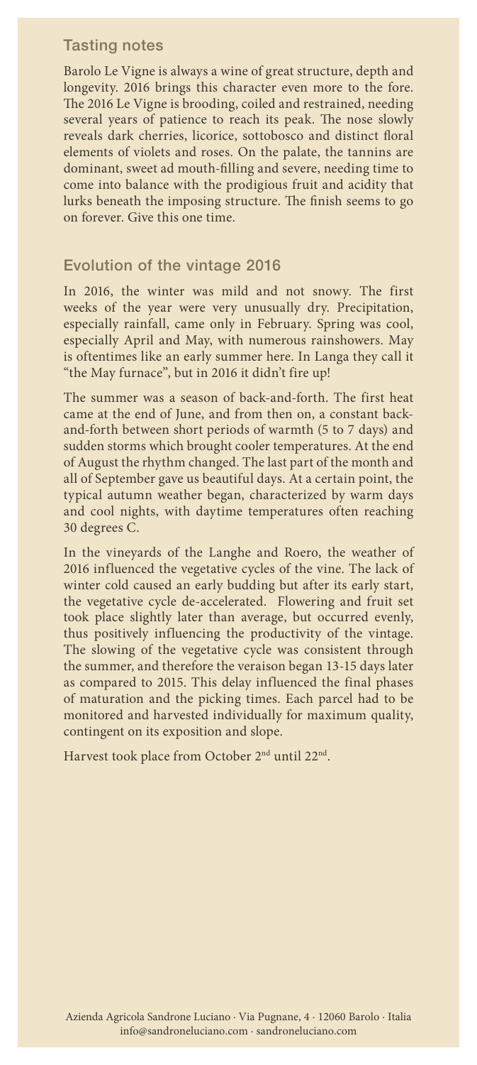## Tasting notes

Barolo Le Vigne is always a wine of great structure, depth and longevity. 2016 brings this character even more to the fore. The 2016 Le Vigne is brooding, coiled and restrained, needing several years of patience to reach its peak. The nose slowly reveals dark cherries, licorice, sottobosco and distinct floral elements of violets and roses. On the palate, the tannins are dominant, sweet ad mouth-filling and severe, needing time to come into balance with the prodigious fruit and acidity that lurks beneath the imposing structure. The finish seems to go on forever. Give this one time.

## Evolution of the vintage 2016

In 2016, the winter was mild and not snowy. The first weeks of the year were very unusually dry. Precipitation, especially rainfall, came only in February. Spring was cool, especially April and May, with numerous rainshowers. May is oftentimes like an early summer here. In Langa they call it "the May furnace", but in 2016 it didn't fire up!

The summer was a season of back-and-forth. The first heat came at the end of June, and from then on, a constant back-and-forth between short periods of warmth (5 to 7 days) and sudden storms which brought cooler temperatures. At the end of August the rhythm changed. The last part of the month and all of September gave us beautiful days. At a certain point, the typical autumn weather began, characterized by warm days and cool nights, with daytime temperatures often reaching 30 degrees C.

In the vineyards of the Langhe and Roero, the weather of 2016 influenced the vegetative cycles of the vine. The lack of winter cold caused an early budding but after its early start, the vegetative cycle de-accelerated. Flowering and fruit set took place slightly later than average, but occurred evenly, thus positively influencing the productivity of the vintage. The slowing of the vegetative cycle was consistent through the summer, and therefore the veraison began 13-15 days later as compared to 2015. This delay influenced the final phases of maturation and the picking times. Each parcel had to be monitored and harvested individually for maximum quality, contingent on its exposition and slope.

Harvest took place from October 2nd until 22nd.

Azienda Agricola Sandrone Luciano · Via Pugnane, 4 · 12060 Barolo · Italia
info@sandroneluciano.com · sandroneluciano.com